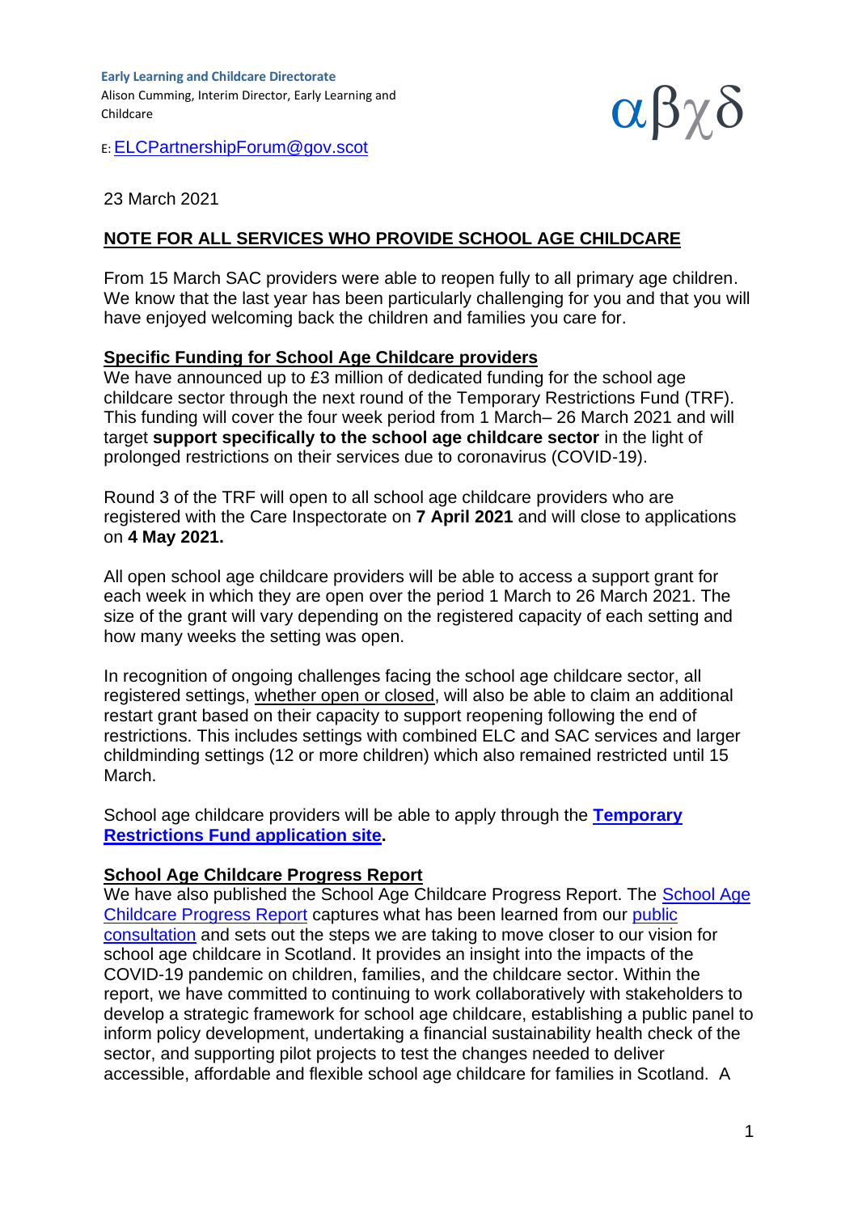**Early Learning and Childcare Directorate**
Alison Cumming, Interim Director, Early Learning and Childcare

E: [ELCPartnershipForum@gov.scot](mailto:ELCPartnershipForum@gov.scot)

αβχδ

23 March 2021

## NOTE FOR ALL SERVICES WHO PROVIDE SCHOOL AGE CHILDCARE

From 15 March SAC providers were able to reopen fully to all primary age children. We know that the last year has been particularly challenging for you and that you will have enjoyed welcoming back the children and families you care for.

### Specific Funding for School Age Childcare providers

We have announced up to £3 million of dedicated funding for the school age childcare sector through the next round of the Temporary Restrictions Fund (TRF). This funding will cover the four week period from 1 March– 26 March 2021 and will target **support specifically to the school age childcare sector** in the light of prolonged restrictions on their services due to coronavirus (COVID-19).

Round 3 of the TRF will open to all school age childcare providers who are registered with the Care Inspectorate on **7 April 2021** and will close to applications on **4 May 2021.**

All open school age childcare providers will be able to access a support grant for each week in which they are open over the period 1 March to 26 March 2021. The size of the grant will vary depending on the registered capacity of each setting and how many weeks the setting was open.

In recognition of ongoing challenges facing the school age childcare sector, all registered settings, whether open or closed, will also be able to claim an additional restart grant based on their capacity to support reopening following the end of restrictions. This includes settings with combined ELC and SAC services and larger childminding settings (12 or more children) which also remained restricted until 15 March.

School age childcare providers will be able to apply through the **Temporary Restrictions Fund application site.**

### School Age Childcare Progress Report

We have also published the School Age Childcare Progress Report. The School Age Childcare Progress Report captures what has been learned from our public consultation and sets out the steps we are taking to move closer to our vision for school age childcare in Scotland. It provides an insight into the impacts of the COVID-19 pandemic on children, families, and the childcare sector. Within the report, we have committed to continuing to work collaboratively with stakeholders to develop a strategic framework for school age childcare, establishing a public panel to inform policy development, undertaking a financial sustainability health check of the sector, and supporting pilot projects to test the changes needed to deliver accessible, affordable and flexible school age childcare for families in Scotland. A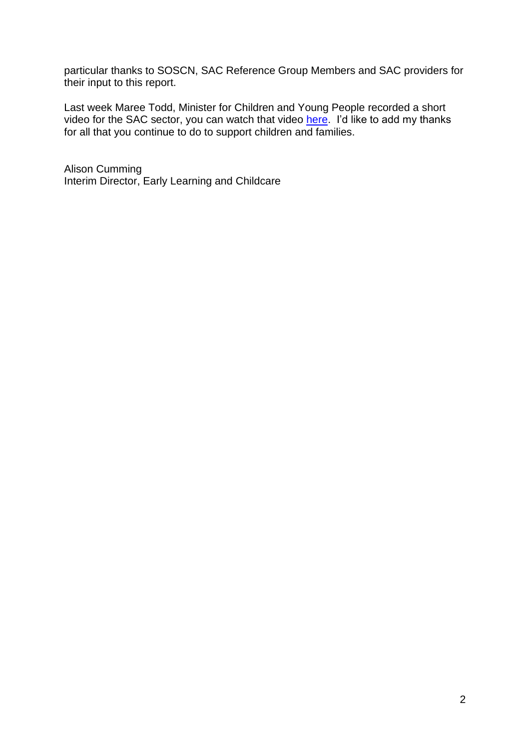particular thanks to SOSCN, SAC Reference Group Members and SAC providers for their input to this report.

Last week Maree Todd, Minister for Children and Young People recorded a short video for the SAC sector, you can watch that video here. I'd like to add my thanks for all that you continue to do to support children and families.

Alison Cumming
Interim Director, Early Learning and Childcare